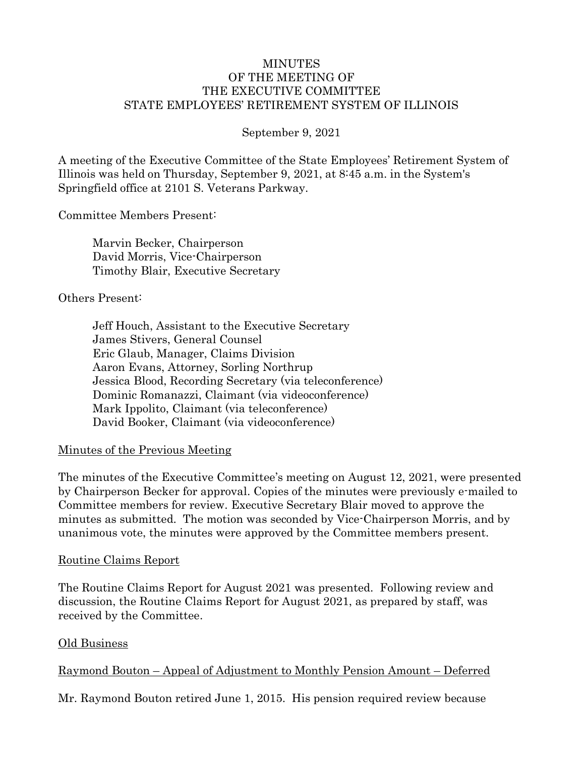# MINUTES
# OF THE MEETING OF
# THE EXECUTIVE COMMITTEE
# STATE EMPLOYEES' RETIREMENT SYSTEM OF ILLINOIS

September 9, 2021

A meeting of the Executive Committee of the State Employees' Retirement System of Illinois was held on Thursday, September 9, 2021, at 8:45 a.m. in the System's Springfield office at 2101 S. Veterans Parkway.

Committee Members Present:

Marvin Becker, Chairperson
David Morris, Vice-Chairperson
Timothy Blair, Executive Secretary

Others Present:

Jeff Houch, Assistant to the Executive Secretary
James Stivers, General Counsel
Eric Glaub, Manager, Claims Division
Aaron Evans, Attorney, Sorling Northrup
Jessica Blood, Recording Secretary (via teleconference)
Dominic Romanazzi, Claimant (via videoconference)
Mark Ippolito, Claimant (via teleconference)
David Booker, Claimant (via videoconference)

<u>Minutes of the Previous Meeting</u>

The minutes of the Executive Committee's meeting on August 12, 2021, were presented by Chairperson Becker for approval. Copies of the minutes were previously e-mailed to Committee members for review. Executive Secretary Blair moved to approve the minutes as submitted. The motion was seconded by Vice-Chairperson Morris, and by unanimous vote, the minutes were approved by the Committee members present.

<u>Routine Claims Report</u>

The Routine Claims Report for August 2021 was presented. Following review and discussion, the Routine Claims Report for August 2021, as prepared by staff, was received by the Committee.

<u>Old Business</u>

<u>Raymond Bouton – Appeal of Adjustment to Monthly Pension Amount – Deferred</u>

Mr. Raymond Bouton retired June 1, 2015. His pension required review because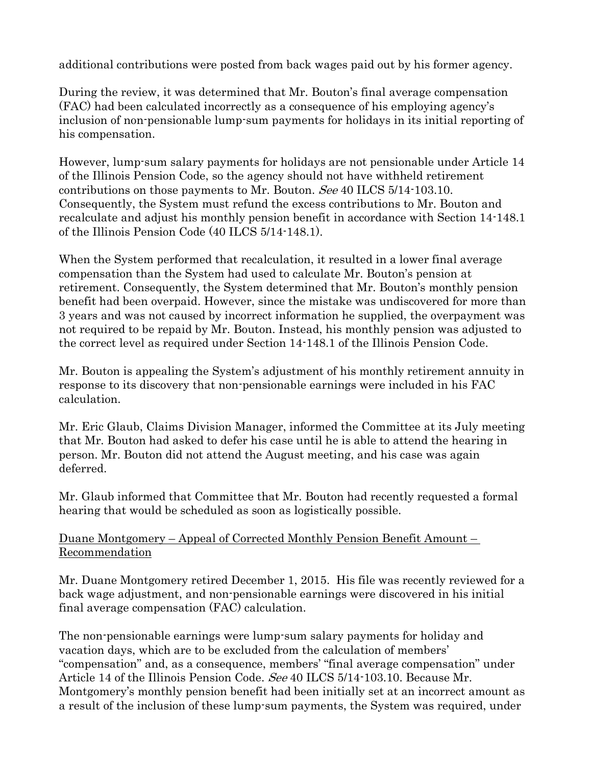additional contributions were posted from back wages paid out by his former agency.

During the review, it was determined that Mr. Bouton's final average compensation (FAC) had been calculated incorrectly as a consequence of his employing agency's inclusion of non-pensionable lump-sum payments for holidays in its initial reporting of his compensation.

However, lump-sum salary payments for holidays are not pensionable under Article 14 of the Illinois Pension Code, so the agency should not have withheld retirement contributions on those payments to Mr. Bouton. *See* 40 ILCS 5/14-103.10. Consequently, the System must refund the excess contributions to Mr. Bouton and recalculate and adjust his monthly pension benefit in accordance with Section 14-148.1 of the Illinois Pension Code (40 ILCS 5/14-148.1).

When the System performed that recalculation, it resulted in a lower final average compensation than the System had used to calculate Mr. Bouton's pension at retirement. Consequently, the System determined that Mr. Bouton's monthly pension benefit had been overpaid. However, since the mistake was undiscovered for more than 3 years and was not caused by incorrect information he supplied, the overpayment was not required to be repaid by Mr. Bouton. Instead, his monthly pension was adjusted to the correct level as required under Section 14-148.1 of the Illinois Pension Code.

Mr. Bouton is appealing the System's adjustment of his monthly retirement annuity in response to its discovery that non-pensionable earnings were included in his FAC calculation.

Mr. Eric Glaub, Claims Division Manager, informed the Committee at its July meeting that Mr. Bouton had asked to defer his case until he is able to attend the hearing in person. Mr. Bouton did not attend the August meeting, and his case was again deferred.

Mr. Glaub informed that Committee that Mr. Bouton had recently requested a formal hearing that would be scheduled as soon as logistically possible.

<u>Duane Montgomery – Appeal of Corrected Monthly Pension Benefit Amount – Recommendation</u>

Mr. Duane Montgomery retired December 1, 2015. His file was recently reviewed for a back wage adjustment, and non-pensionable earnings were discovered in his initial final average compensation (FAC) calculation.

The non-pensionable earnings were lump-sum salary payments for holiday and vacation days, which are to be excluded from the calculation of members' "compensation" and, as a consequence, members' "final average compensation" under Article 14 of the Illinois Pension Code. *See* 40 ILCS 5/14-103.10. Because Mr. Montgomery's monthly pension benefit had been initially set at an incorrect amount as a result of the inclusion of these lump-sum payments, the System was required, under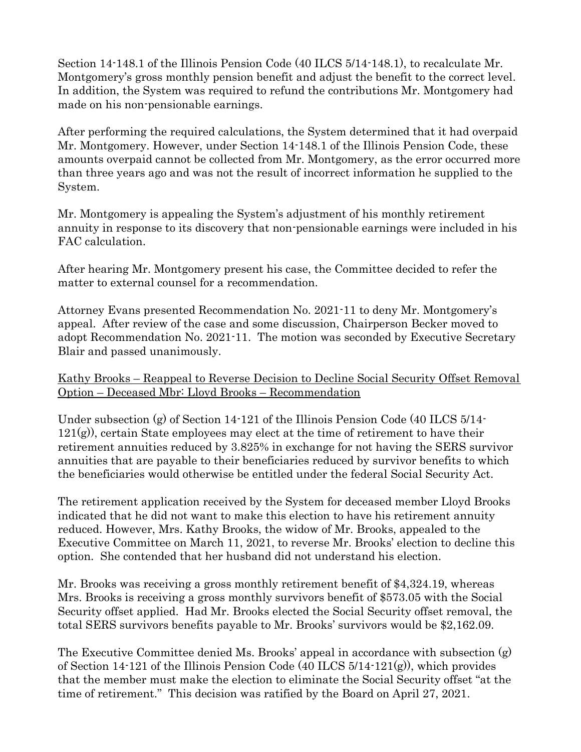Section 14-148.1 of the Illinois Pension Code (40 ILCS 5/14-148.1), to recalculate Mr. Montgomery's gross monthly pension benefit and adjust the benefit to the correct level. In addition, the System was required to refund the contributions Mr. Montgomery had made on his non-pensionable earnings.

After performing the required calculations, the System determined that it had overpaid Mr. Montgomery. However, under Section 14-148.1 of the Illinois Pension Code, these amounts overpaid cannot be collected from Mr. Montgomery, as the error occurred more than three years ago and was not the result of incorrect information he supplied to the System.

Mr. Montgomery is appealing the System's adjustment of his monthly retirement annuity in response to its discovery that non-pensionable earnings were included in his FAC calculation.

After hearing Mr. Montgomery present his case, the Committee decided to refer the matter to external counsel for a recommendation.

Attorney Evans presented Recommendation No. 2021-11 to deny Mr. Montgomery's appeal. After review of the case and some discussion, Chairperson Becker moved to adopt Recommendation No. 2021-11. The motion was seconded by Executive Secretary Blair and passed unanimously.

<u>Kathy Brooks – Reappeal to Reverse Decision to Decline Social Security Offset Removal Option – Deceased Mbr: Lloyd Brooks – Recommendation</u>

Under subsection (g) of Section 14-121 of the Illinois Pension Code (40 ILCS 5/14-121(g)), certain State employees may elect at the time of retirement to have their retirement annuities reduced by 3.825% in exchange for not having the SERS survivor annuities that are payable to their beneficiaries reduced by survivor benefits to which the beneficiaries would otherwise be entitled under the federal Social Security Act.

The retirement application received by the System for deceased member Lloyd Brooks indicated that he did not want to make this election to have his retirement annuity reduced. However, Mrs. Kathy Brooks, the widow of Mr. Brooks, appealed to the Executive Committee on March 11, 2021, to reverse Mr. Brooks' election to decline this option. She contended that her husband did not understand his election.

Mr. Brooks was receiving a gross monthly retirement benefit of $4,324.19, whereas Mrs. Brooks is receiving a gross monthly survivors benefit of $573.05 with the Social Security offset applied. Had Mr. Brooks elected the Social Security offset removal, the total SERS survivors benefits payable to Mr. Brooks' survivors would be $2,162.09.

The Executive Committee denied Ms. Brooks' appeal in accordance with subsection (g) of Section 14-121 of the Illinois Pension Code (40 ILCS 5/14-121(g)), which provides that the member must make the election to eliminate the Social Security offset "at the time of retirement." This decision was ratified by the Board on April 27, 2021.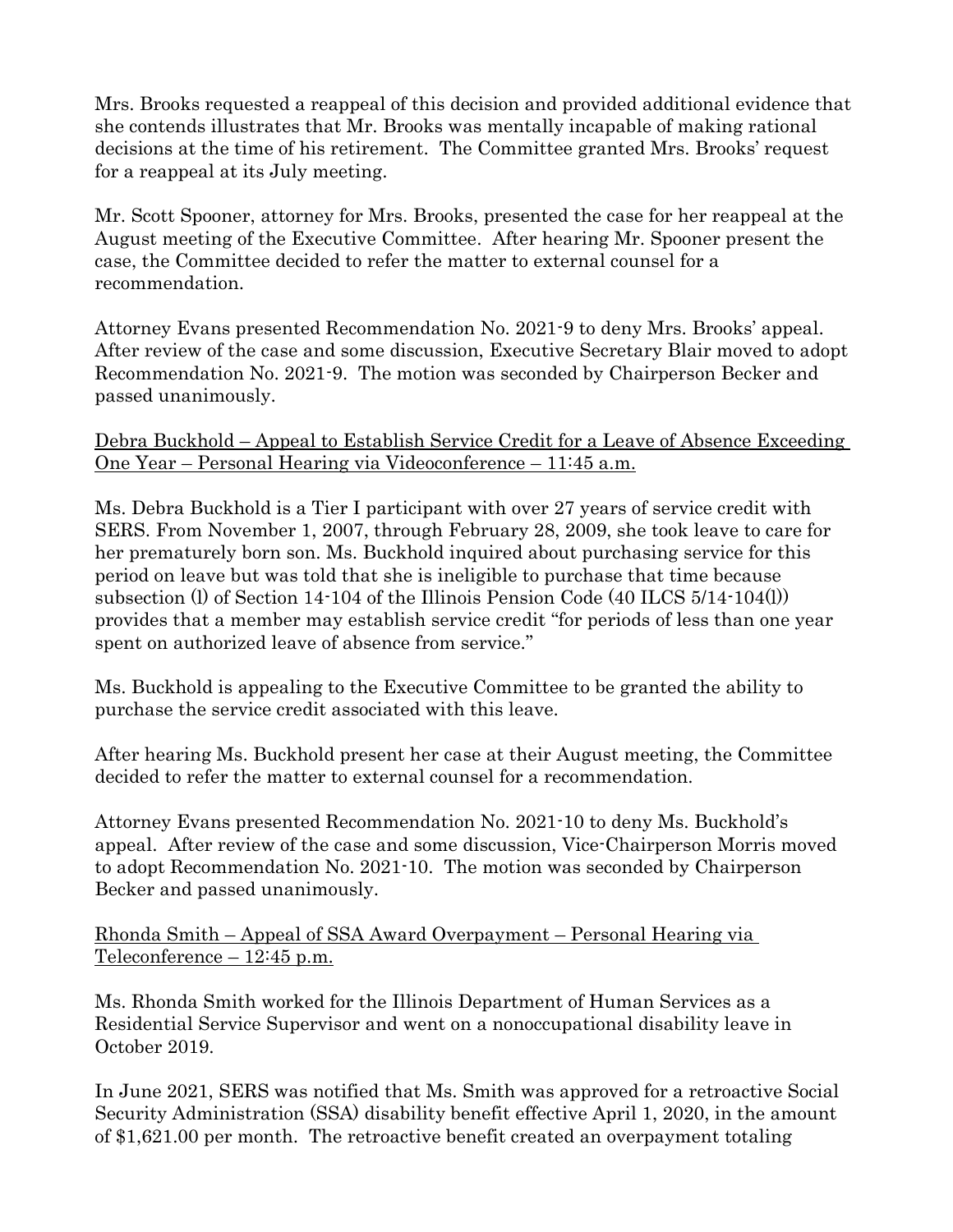Mrs. Brooks requested a reappeal of this decision and provided additional evidence that she contends illustrates that Mr. Brooks was mentally incapable of making rational decisions at the time of his retirement. The Committee granted Mrs. Brooks' request for a reappeal at its July meeting.

Mr. Scott Spooner, attorney for Mrs. Brooks, presented the case for her reappeal at the August meeting of the Executive Committee. After hearing Mr. Spooner present the case, the Committee decided to refer the matter to external counsel for a recommendation.

Attorney Evans presented Recommendation No. 2021-9 to deny Mrs. Brooks' appeal. After review of the case and some discussion, Executive Secretary Blair moved to adopt Recommendation No. 2021-9. The motion was seconded by Chairperson Becker and passed unanimously.

<u>Debra Buckhold – Appeal to Establish Service Credit for a Leave of Absence Exceeding One Year – Personal Hearing via Videoconference – 11:45 a.m.</u>

Ms. Debra Buckhold is a Tier I participant with over 27 years of service credit with SERS. From November 1, 2007, through February 28, 2009, she took leave to care for her prematurely born son. Ms. Buckhold inquired about purchasing service for this period on leave but was told that she is ineligible to purchase that time because subsection (l) of Section 14-104 of the Illinois Pension Code (40 ILCS 5/14-104(l)) provides that a member may establish service credit "for periods of less than one year spent on authorized leave of absence from service."

Ms. Buckhold is appealing to the Executive Committee to be granted the ability to purchase the service credit associated with this leave.

After hearing Ms. Buckhold present her case at their August meeting, the Committee decided to refer the matter to external counsel for a recommendation.

Attorney Evans presented Recommendation No. 2021-10 to deny Ms. Buckhold's appeal. After review of the case and some discussion, Vice-Chairperson Morris moved to adopt Recommendation No. 2021-10. The motion was seconded by Chairperson Becker and passed unanimously.

<u>Rhonda Smith – Appeal of SSA Award Overpayment – Personal Hearing via Teleconference – 12:45 p.m.</u>

Ms. Rhonda Smith worked for the Illinois Department of Human Services as a Residential Service Supervisor and went on a nonoccupational disability leave in October 2019.

In June 2021, SERS was notified that Ms. Smith was approved for a retroactive Social Security Administration (SSA) disability benefit effective April 1, 2020, in the amount of $1,621.00 per month. The retroactive benefit created an overpayment totaling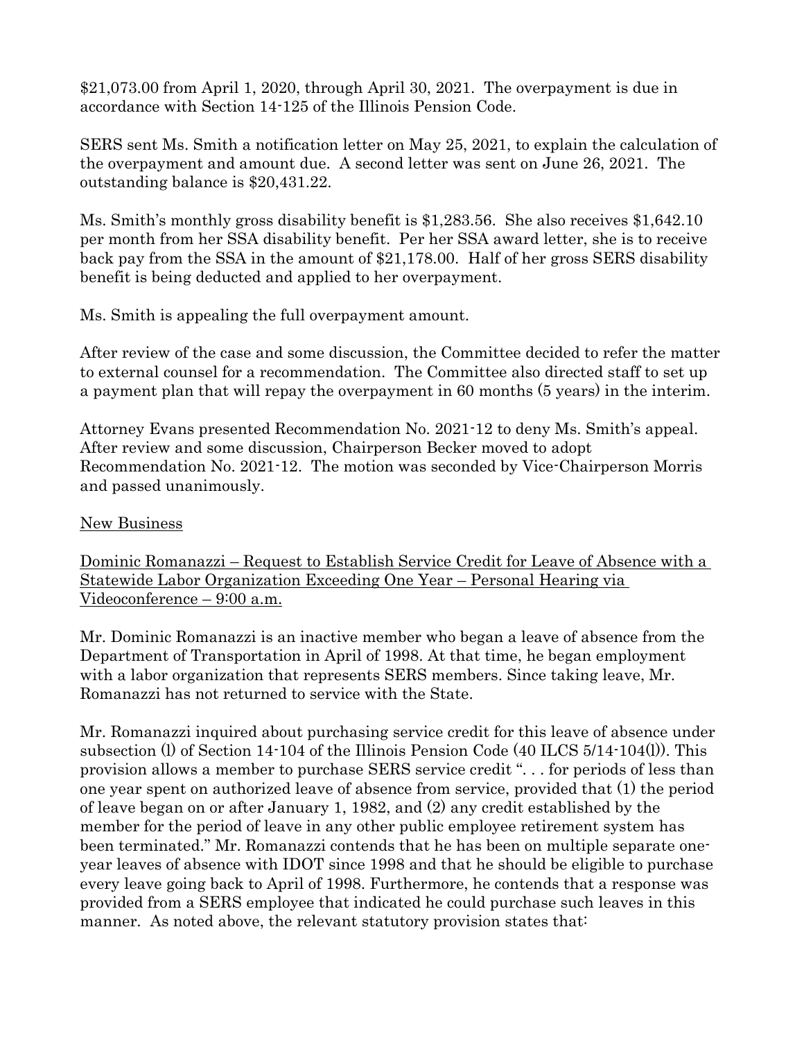$21,073.00 from April 1, 2020, through April 30, 2021. The overpayment is due in accordance with Section 14-125 of the Illinois Pension Code.

SERS sent Ms. Smith a notification letter on May 25, 2021, to explain the calculation of the overpayment and amount due. A second letter was sent on June 26, 2021. The outstanding balance is $20,431.22.

Ms. Smith's monthly gross disability benefit is $1,283.56. She also receives $1,642.10 per month from her SSA disability benefit. Per her SSA award letter, she is to receive back pay from the SSA in the amount of $21,178.00. Half of her gross SERS disability benefit is being deducted and applied to her overpayment.

Ms. Smith is appealing the full overpayment amount.

After review of the case and some discussion, the Committee decided to refer the matter to external counsel for a recommendation. The Committee also directed staff to set up a payment plan that will repay the overpayment in 60 months (5 years) in the interim.

Attorney Evans presented Recommendation No. 2021-12 to deny Ms. Smith's appeal. After review and some discussion, Chairperson Becker moved to adopt Recommendation No. 2021-12. The motion was seconded by Vice-Chairperson Morris and passed unanimously.

<u>New Business</u>

<u>Dominic Romanazzi – Request to Establish Service Credit for Leave of Absence with a Statewide Labor Organization Exceeding One Year – Personal Hearing via Videoconference – 9:00 a.m.</u>

Mr. Dominic Romanazzi is an inactive member who began a leave of absence from the Department of Transportation in April of 1998. At that time, he began employment with a labor organization that represents SERS members. Since taking leave, Mr. Romanazzi has not returned to service with the State.

Mr. Romanazzi inquired about purchasing service credit for this leave of absence under subsection (l) of Section 14-104 of the Illinois Pension Code (40 ILCS 5/14-104(l)). This provision allows a member to purchase SERS service credit ". . . for periods of less than one year spent on authorized leave of absence from service, provided that (1) the period of leave began on or after January 1, 1982, and (2) any credit established by the member for the period of leave in any other public employee retirement system has been terminated." Mr. Romanazzi contends that he has been on multiple separate one-year leaves of absence with IDOT since 1998 and that he should be eligible to purchase every leave going back to April of 1998. Furthermore, he contends that a response was provided from a SERS employee that indicated he could purchase such leaves in this manner. As noted above, the relevant statutory provision states that: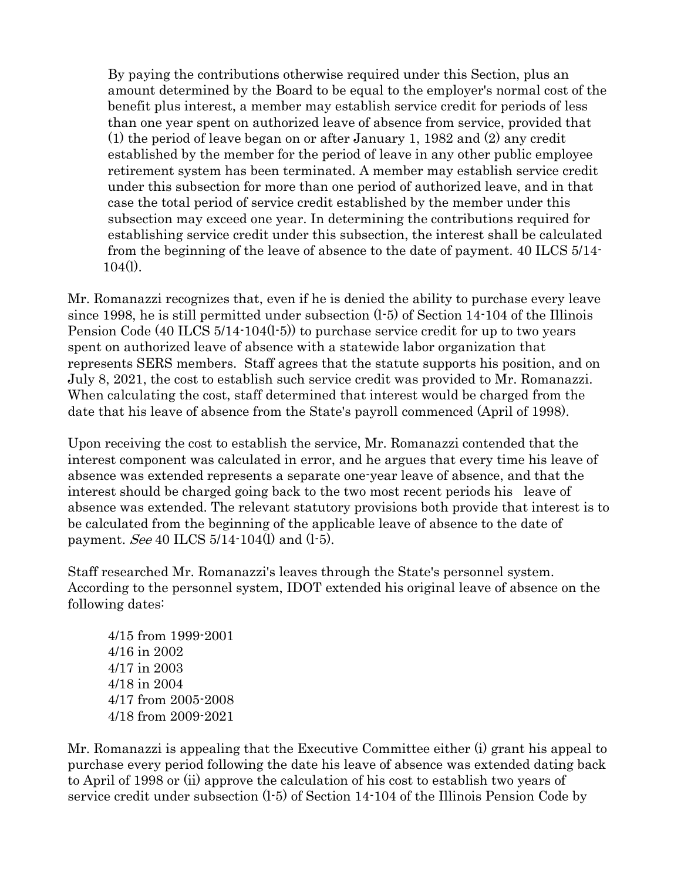> By paying the contributions otherwise required under this Section, plus an amount determined by the Board to be equal to the employer's normal cost of the benefit plus interest, a member may establish service credit for periods of less than one year spent on authorized leave of absence from service, provided that (1) the period of leave began on or after January 1, 1982 and (2) any credit established by the member for the period of leave in any other public employee retirement system has been terminated. A member may establish service credit under this subsection for more than one period of authorized leave, and in that case the total period of service credit established by the member under this subsection may exceed one year. In determining the contributions required for establishing service credit under this subsection, the interest shall be calculated from the beginning of the leave of absence to the date of payment. 40 ILCS 5/14-104(l).

Mr. Romanazzi recognizes that, even if he is denied the ability to purchase every leave since 1998, he is still permitted under subsection (l-5) of Section 14-104 of the Illinois Pension Code (40 ILCS 5/14-104(l-5)) to purchase service credit for up to two years spent on authorized leave of absence with a statewide labor organization that represents SERS members. Staff agrees that the statute supports his position, and on July 8, 2021, the cost to establish such service credit was provided to Mr. Romanazzi. When calculating the cost, staff determined that interest would be charged from the date that his leave of absence from the State's payroll commenced (April of 1998).

Upon receiving the cost to establish the service, Mr. Romanazzi contended that the interest component was calculated in error, and he argues that every time his leave of absence was extended represents a separate one-year leave of absence, and that the interest should be charged going back to the two most recent periods his leave of absence was extended. The relevant statutory provisions both provide that interest is to be calculated from the beginning of the applicable leave of absence to the date of payment. *See* 40 ILCS 5/14-104(l) and (l-5).

Staff researched Mr. Romanazzi's leaves through the State's personnel system. According to the personnel system, IDOT extended his original leave of absence on the following dates:

> 4/15 from 1999-2001
> 4/16 in 2002
> 4/17 in 2003
> 4/18 in 2004
> 4/17 from 2005-2008
> 4/18 from 2009-2021

Mr. Romanazzi is appealing that the Executive Committee either (i) grant his appeal to purchase every period following the date his leave of absence was extended dating back to April of 1998 or (ii) approve the calculation of his cost to establish two years of service credit under subsection (l-5) of Section 14-104 of the Illinois Pension Code by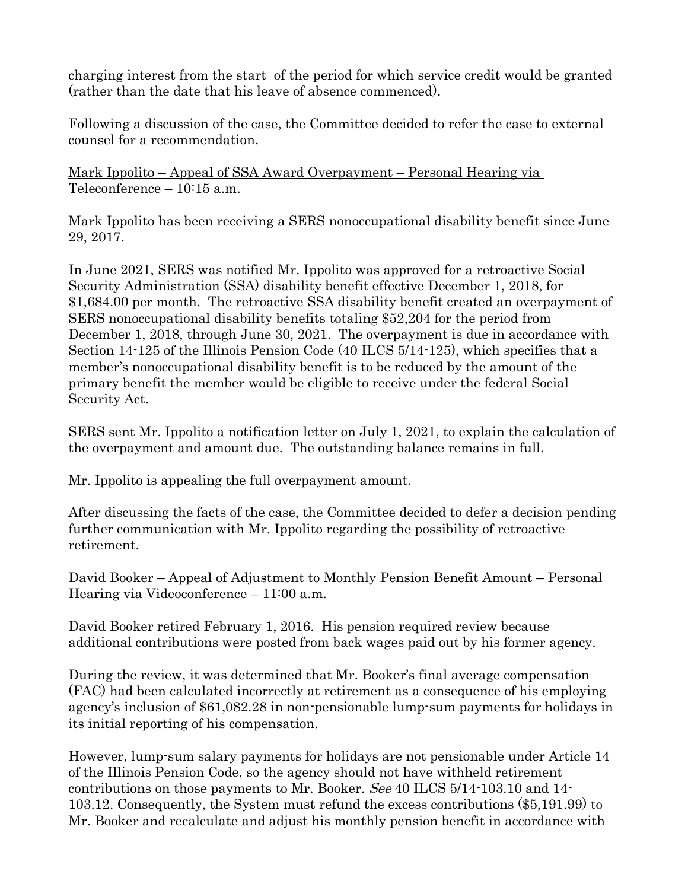charging interest from the start of the period for which service credit would be granted (rather than the date that his leave of absence commenced).

Following a discussion of the case, the Committee decided to refer the case to external counsel for a recommendation.

<u>Mark Ippolito – Appeal of SSA Award Overpayment – Personal Hearing via Teleconference – 10:15 a.m.</u>

Mark Ippolito has been receiving a SERS nonoccupational disability benefit since June 29, 2017.

In June 2021, SERS was notified Mr. Ippolito was approved for a retroactive Social Security Administration (SSA) disability benefit effective December 1, 2018, for $1,684.00 per month. The retroactive SSA disability benefit created an overpayment of SERS nonoccupational disability benefits totaling $52,204 for the period from December 1, 2018, through June 30, 2021. The overpayment is due in accordance with Section 14-125 of the Illinois Pension Code (40 ILCS 5/14-125), which specifies that a member's nonoccupational disability benefit is to be reduced by the amount of the primary benefit the member would be eligible to receive under the federal Social Security Act.

SERS sent Mr. Ippolito a notification letter on July 1, 2021, to explain the calculation of the overpayment and amount due. The outstanding balance remains in full.

Mr. Ippolito is appealing the full overpayment amount.

After discussing the facts of the case, the Committee decided to defer a decision pending further communication with Mr. Ippolito regarding the possibility of retroactive retirement.

<u>David Booker – Appeal of Adjustment to Monthly Pension Benefit Amount – Personal Hearing via Videoconference – 11:00 a.m.</u>

David Booker retired February 1, 2016. His pension required review because additional contributions were posted from back wages paid out by his former agency.

During the review, it was determined that Mr. Booker's final average compensation (FAC) had been calculated incorrectly at retirement as a consequence of his employing agency's inclusion of $61,082.28 in non-pensionable lump-sum payments for holidays in its initial reporting of his compensation.

However, lump-sum salary payments for holidays are not pensionable under Article 14 of the Illinois Pension Code, so the agency should not have withheld retirement contributions on those payments to Mr. Booker. *See* 40 ILCS 5/14-103.10 and 14-103.12. Consequently, the System must refund the excess contributions ($5,191.99) to Mr. Booker and recalculate and adjust his monthly pension benefit in accordance with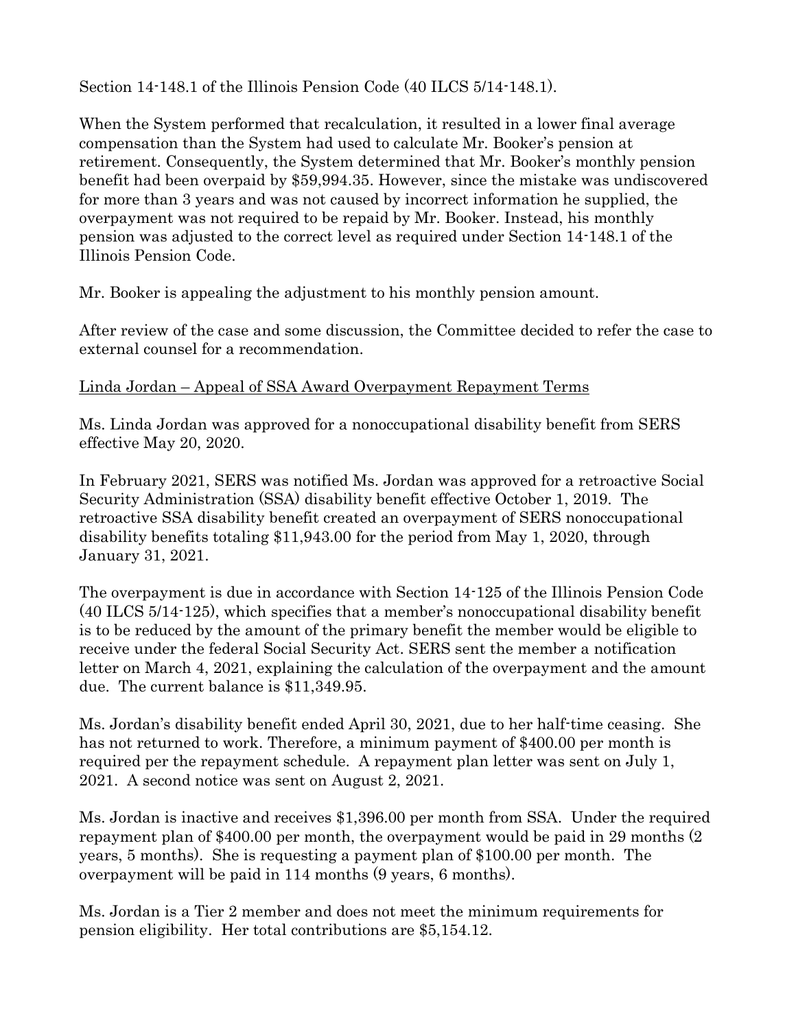Section 14-148.1 of the Illinois Pension Code (40 ILCS 5/14-148.1).

When the System performed that recalculation, it resulted in a lower final average compensation than the System had used to calculate Mr. Booker's pension at retirement. Consequently, the System determined that Mr. Booker's monthly pension benefit had been overpaid by $59,994.35. However, since the mistake was undiscovered for more than 3 years and was not caused by incorrect information he supplied, the overpayment was not required to be repaid by Mr. Booker. Instead, his monthly pension was adjusted to the correct level as required under Section 14-148.1 of the Illinois Pension Code.

Mr. Booker is appealing the adjustment to his monthly pension amount.

After review of the case and some discussion, the Committee decided to refer the case to external counsel for a recommendation.

<u>Linda Jordan – Appeal of SSA Award Overpayment Repayment Terms</u>

Ms. Linda Jordan was approved for a nonoccupational disability benefit from SERS effective May 20, 2020.

In February 2021, SERS was notified Ms. Jordan was approved for a retroactive Social Security Administration (SSA) disability benefit effective October 1, 2019. The retroactive SSA disability benefit created an overpayment of SERS nonoccupational disability benefits totaling $11,943.00 for the period from May 1, 2020, through January 31, 2021.

The overpayment is due in accordance with Section 14-125 of the Illinois Pension Code (40 ILCS 5/14-125), which specifies that a member's nonoccupational disability benefit is to be reduced by the amount of the primary benefit the member would be eligible to receive under the federal Social Security Act. SERS sent the member a notification letter on March 4, 2021, explaining the calculation of the overpayment and the amount due. The current balance is $11,349.95.

Ms. Jordan's disability benefit ended April 30, 2021, due to her half-time ceasing. She has not returned to work. Therefore, a minimum payment of $400.00 per month is required per the repayment schedule. A repayment plan letter was sent on July 1, 2021. A second notice was sent on August 2, 2021.

Ms. Jordan is inactive and receives $1,396.00 per month from SSA. Under the required repayment plan of $400.00 per month, the overpayment would be paid in 29 months (2 years, 5 months). She is requesting a payment plan of $100.00 per month. The overpayment will be paid in 114 months (9 years, 6 months).

Ms. Jordan is a Tier 2 member and does not meet the minimum requirements for pension eligibility. Her total contributions are $5,154.12.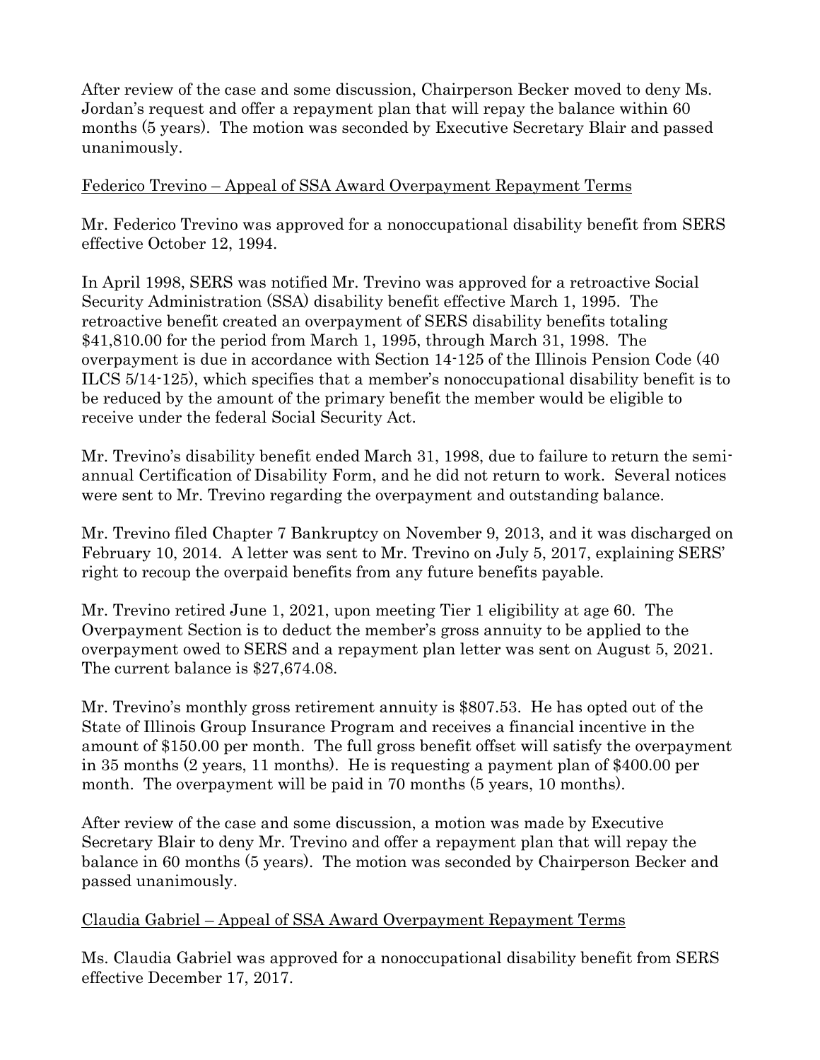After review of the case and some discussion, Chairperson Becker moved to deny Ms. Jordan's request and offer a repayment plan that will repay the balance within 60 months (5 years). The motion was seconded by Executive Secretary Blair and passed unanimously.

Federico Trevino – Appeal of SSA Award Overpayment Repayment Terms

Mr. Federico Trevino was approved for a nonoccupational disability benefit from SERS effective October 12, 1994.

In April 1998, SERS was notified Mr. Trevino was approved for a retroactive Social Security Administration (SSA) disability benefit effective March 1, 1995. The retroactive benefit created an overpayment of SERS disability benefits totaling $41,810.00 for the period from March 1, 1995, through March 31, 1998. The overpayment is due in accordance with Section 14-125 of the Illinois Pension Code (40 ILCS 5/14-125), which specifies that a member's nonoccupational disability benefit is to be reduced by the amount of the primary benefit the member would be eligible to receive under the federal Social Security Act.

Mr. Trevino's disability benefit ended March 31, 1998, due to failure to return the semi-annual Certification of Disability Form, and he did not return to work. Several notices were sent to Mr. Trevino regarding the overpayment and outstanding balance.

Mr. Trevino filed Chapter 7 Bankruptcy on November 9, 2013, and it was discharged on February 10, 2014. A letter was sent to Mr. Trevino on July 5, 2017, explaining SERS' right to recoup the overpaid benefits from any future benefits payable.

Mr. Trevino retired June 1, 2021, upon meeting Tier 1 eligibility at age 60. The Overpayment Section is to deduct the member's gross annuity to be applied to the overpayment owed to SERS and a repayment plan letter was sent on August 5, 2021. The current balance is $27,674.08.

Mr. Trevino's monthly gross retirement annuity is $807.53. He has opted out of the State of Illinois Group Insurance Program and receives a financial incentive in the amount of $150.00 per month. The full gross benefit offset will satisfy the overpayment in 35 months (2 years, 11 months). He is requesting a payment plan of $400.00 per month. The overpayment will be paid in 70 months (5 years, 10 months).

After review of the case and some discussion, a motion was made by Executive Secretary Blair to deny Mr. Trevino and offer a repayment plan that will repay the balance in 60 months (5 years). The motion was seconded by Chairperson Becker and passed unanimously.

Claudia Gabriel – Appeal of SSA Award Overpayment Repayment Terms

Ms. Claudia Gabriel was approved for a nonoccupational disability benefit from SERS effective December 17, 2017.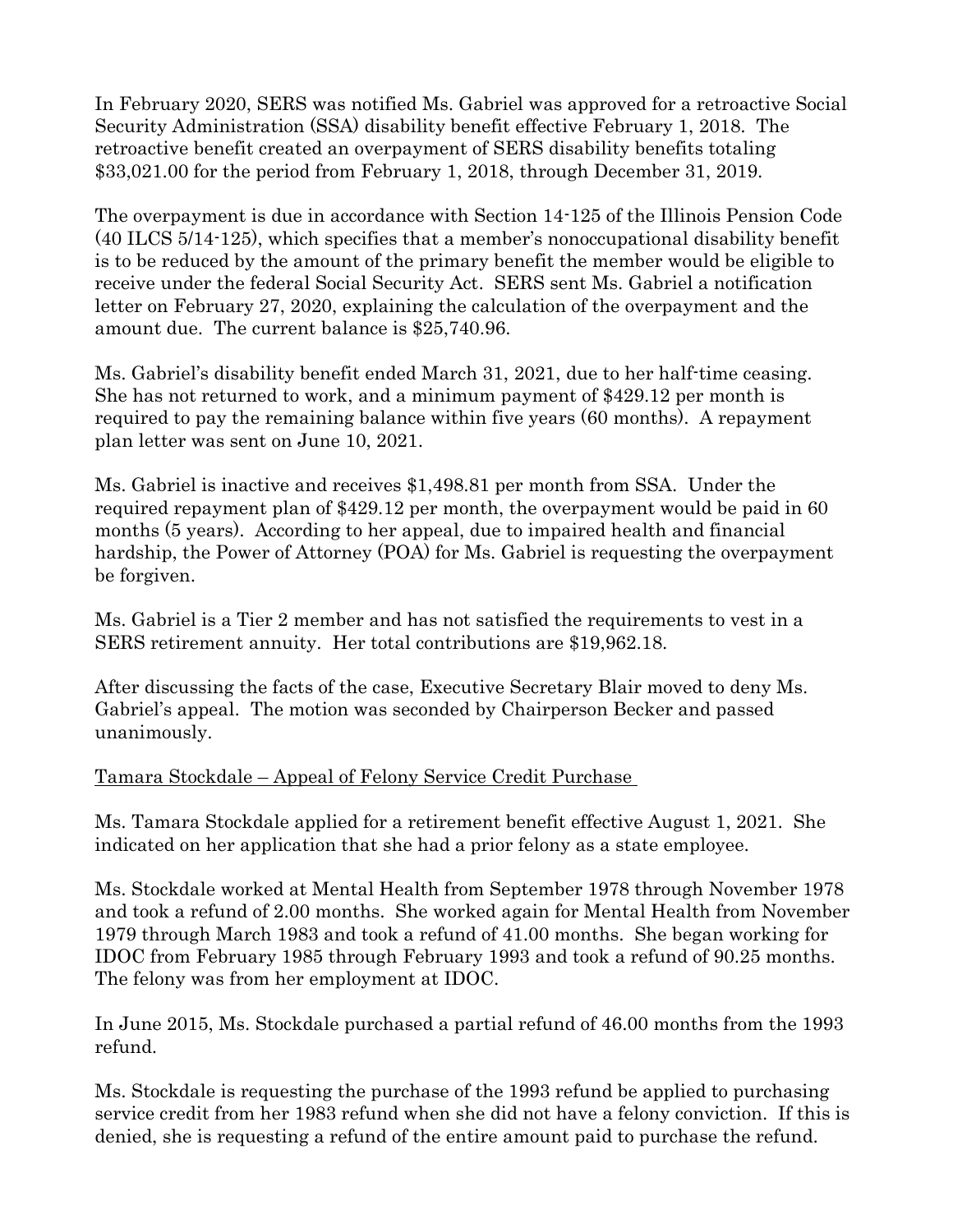In February 2020, SERS was notified Ms. Gabriel was approved for a retroactive Social Security Administration (SSA) disability benefit effective February 1, 2018. The retroactive benefit created an overpayment of SERS disability benefits totaling $33,021.00 for the period from February 1, 2018, through December 31, 2019.

The overpayment is due in accordance with Section 14-125 of the Illinois Pension Code (40 ILCS 5/14-125), which specifies that a member's nonoccupational disability benefit is to be reduced by the amount of the primary benefit the member would be eligible to receive under the federal Social Security Act. SERS sent Ms. Gabriel a notification letter on February 27, 2020, explaining the calculation of the overpayment and the amount due. The current balance is $25,740.96.

Ms. Gabriel's disability benefit ended March 31, 2021, due to her half-time ceasing. She has not returned to work, and a minimum payment of $429.12 per month is required to pay the remaining balance within five years (60 months). A repayment plan letter was sent on June 10, 2021.

Ms. Gabriel is inactive and receives $1,498.81 per month from SSA. Under the required repayment plan of $429.12 per month, the overpayment would be paid in 60 months (5 years). According to her appeal, due to impaired health and financial hardship, the Power of Attorney (POA) for Ms. Gabriel is requesting the overpayment be forgiven.

Ms. Gabriel is a Tier 2 member and has not satisfied the requirements to vest in a SERS retirement annuity. Her total contributions are $19,962.18.

After discussing the facts of the case, Executive Secretary Blair moved to deny Ms. Gabriel's appeal. The motion was seconded by Chairperson Becker and passed unanimously.

<u>Tamara Stockdale – Appeal of Felony Service Credit Purchase</u>

Ms. Tamara Stockdale applied for a retirement benefit effective August 1, 2021. She indicated on her application that she had a prior felony as a state employee.

Ms. Stockdale worked at Mental Health from September 1978 through November 1978 and took a refund of 2.00 months. She worked again for Mental Health from November 1979 through March 1983 and took a refund of 41.00 months. She began working for IDOC from February 1985 through February 1993 and took a refund of 90.25 months. The felony was from her employment at IDOC.

In June 2015, Ms. Stockdale purchased a partial refund of 46.00 months from the 1993 refund.

Ms. Stockdale is requesting the purchase of the 1993 refund be applied to purchasing service credit from her 1983 refund when she did not have a felony conviction. If this is denied, she is requesting a refund of the entire amount paid to purchase the refund.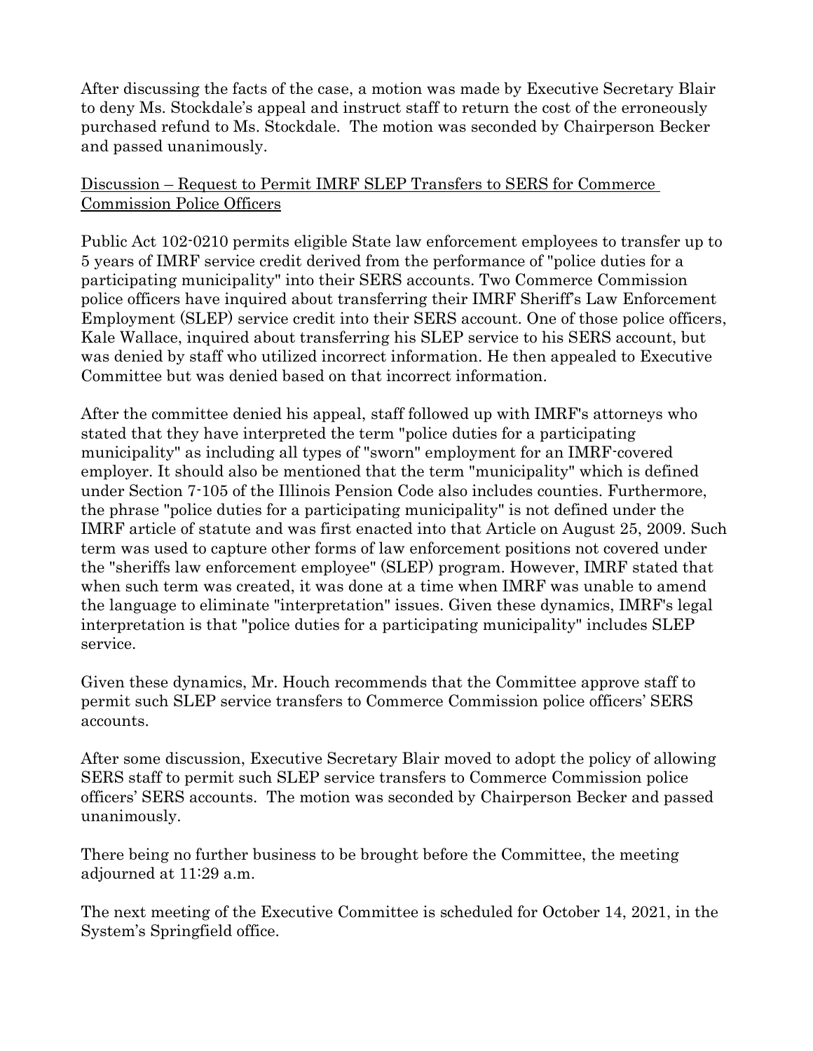After discussing the facts of the case, a motion was made by Executive Secretary Blair to deny Ms. Stockdale's appeal and instruct staff to return the cost of the erroneously purchased refund to Ms. Stockdale. The motion was seconded by Chairperson Becker and passed unanimously.

<u>Discussion – Request to Permit IMRF SLEP Transfers to SERS for Commerce Commission Police Officers</u>

Public Act 102-0210 permits eligible State law enforcement employees to transfer up to 5 years of IMRF service credit derived from the performance of "police duties for a participating municipality" into their SERS accounts. Two Commerce Commission police officers have inquired about transferring their IMRF Sheriff's Law Enforcement Employment (SLEP) service credit into their SERS account. One of those police officers, Kale Wallace, inquired about transferring his SLEP service to his SERS account, but was denied by staff who utilized incorrect information. He then appealed to Executive Committee but was denied based on that incorrect information.

After the committee denied his appeal, staff followed up with IMRF's attorneys who stated that they have interpreted the term "police duties for a participating municipality" as including all types of "sworn" employment for an IMRF-covered employer. It should also be mentioned that the term "municipality" which is defined under Section 7-105 of the Illinois Pension Code also includes counties. Furthermore, the phrase "police duties for a participating municipality" is not defined under the IMRF article of statute and was first enacted into that Article on August 25, 2009. Such term was used to capture other forms of law enforcement positions not covered under the "sheriffs law enforcement employee" (SLEP) program. However, IMRF stated that when such term was created, it was done at a time when IMRF was unable to amend the language to eliminate "interpretation" issues. Given these dynamics, IMRF's legal interpretation is that "police duties for a participating municipality" includes SLEP service.

Given these dynamics, Mr. Houch recommends that the Committee approve staff to permit such SLEP service transfers to Commerce Commission police officers' SERS accounts.

After some discussion, Executive Secretary Blair moved to adopt the policy of allowing SERS staff to permit such SLEP service transfers to Commerce Commission police officers' SERS accounts. The motion was seconded by Chairperson Becker and passed unanimously.

There being no further business to be brought before the Committee, the meeting adjourned at 11:29 a.m.

The next meeting of the Executive Committee is scheduled for October 14, 2021, in the System's Springfield office.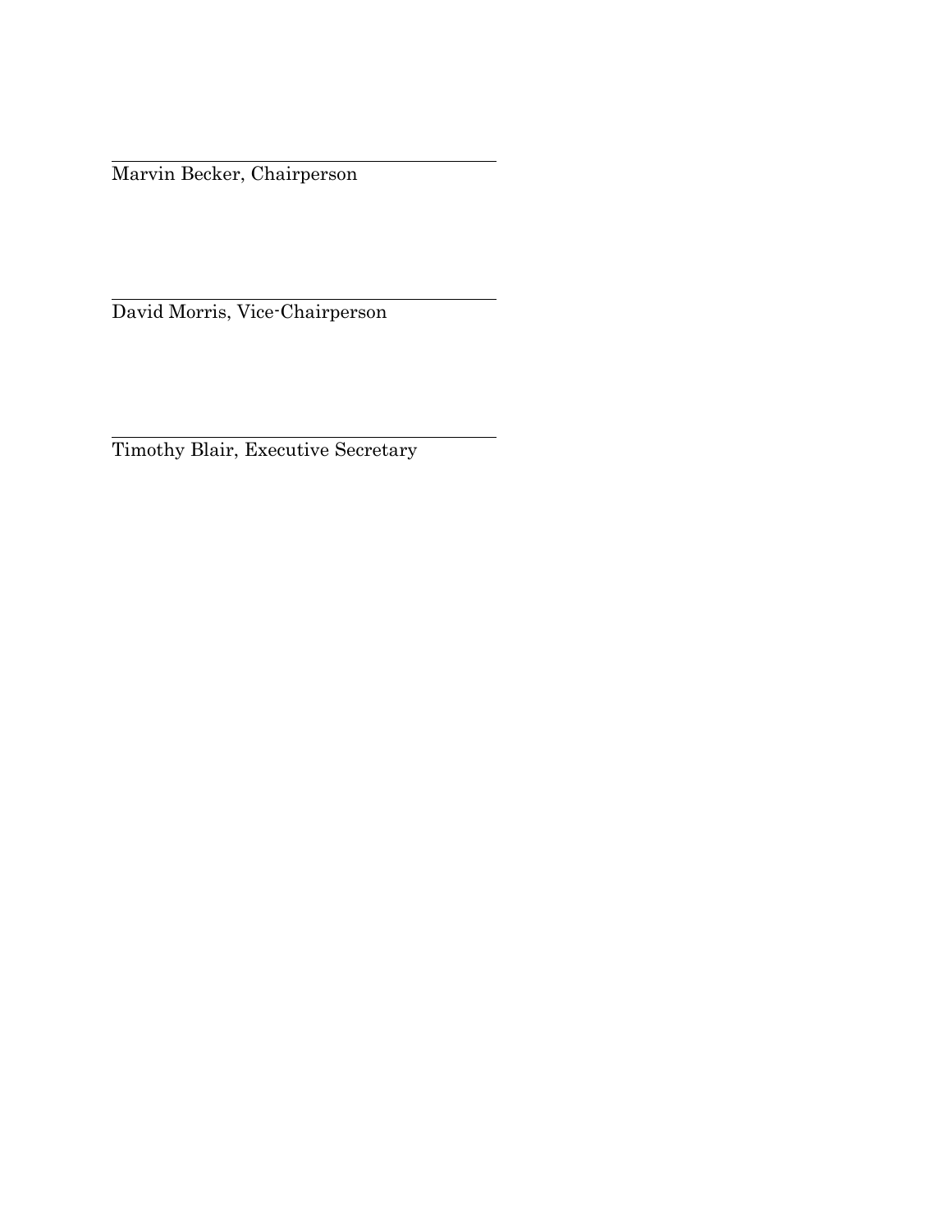\_\_\_\_\_\_\_\_\_\_\_\_\_\_\_\_\_\_\_\_\_\_\_\_\_\_\_\_\_\_\_\_\_\_\_\_\_\_\_\_

Marvin Becker, Chairperson

\_\_\_\_\_\_\_\_\_\_\_\_\_\_\_\_\_\_\_\_\_\_\_\_\_\_\_\_\_\_\_\_\_\_\_\_\_\_\_\_

David Morris, Vice-Chairperson

\_\_\_\_\_\_\_\_\_\_\_\_\_\_\_\_\_\_\_\_\_\_\_\_\_\_\_\_\_\_\_\_\_\_\_\_\_\_\_\_

Timothy Blair, Executive Secretary